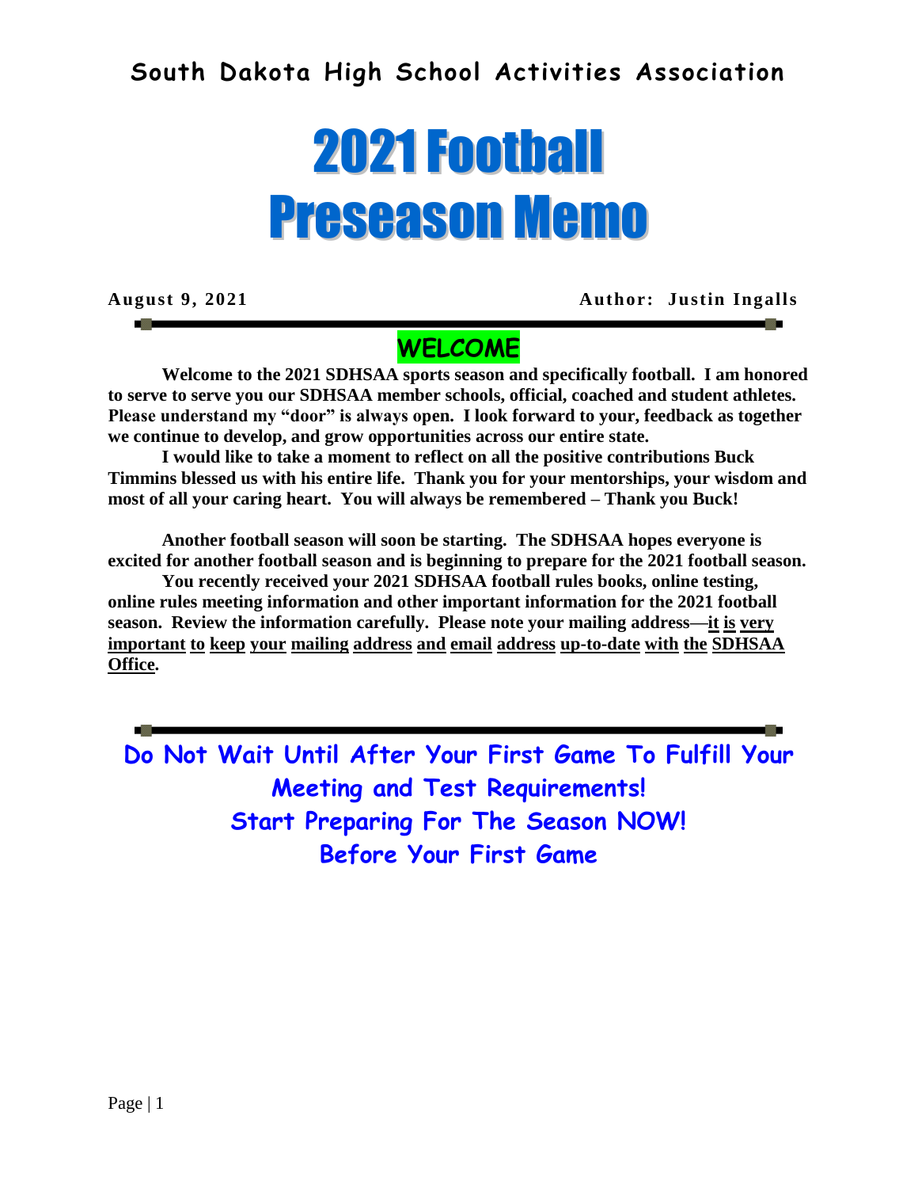## South Dakota High School Activities Association

# 2021 Football Preseason Memo

**August 9, 2021** **Author: Justin Ingalls**

---

## WELCOME

**Welcome to the 2021 SDHSAA sports season and specifically football. I am honored to serve to serve you our SDHSAA member schools, official, coached and student athletes. Please understand my "door" is always open. I look forward to your, feedback as together we continue to develop, and grow opportunities across our entire state.**

**I would like to take a moment to reflect on all the positive contributions Buck Timmins blessed us with his entire life. Thank you for your mentorships, your wisdom and most of all your caring heart. You will always be remembered – Thank you Buck!**

**Another football season will soon be starting. The SDHSAA hopes everyone is excited for another football season and is beginning to prepare for the 2021 football season.**

**You recently received your 2021 SDHSAA football rules books, online testing, online rules meeting information and other important information for the 2021 football season. Review the information carefully. Please note your mailing address—<u>it is very important to keep your mailing address and email address up-to-date with the SDHSAA Office</u>.**

---

**Do Not Wait Until After Your First Game To Fulfill Your Meeting and Test Requirements!**
**Start Preparing For The Season NOW!**
**Before Your First Game**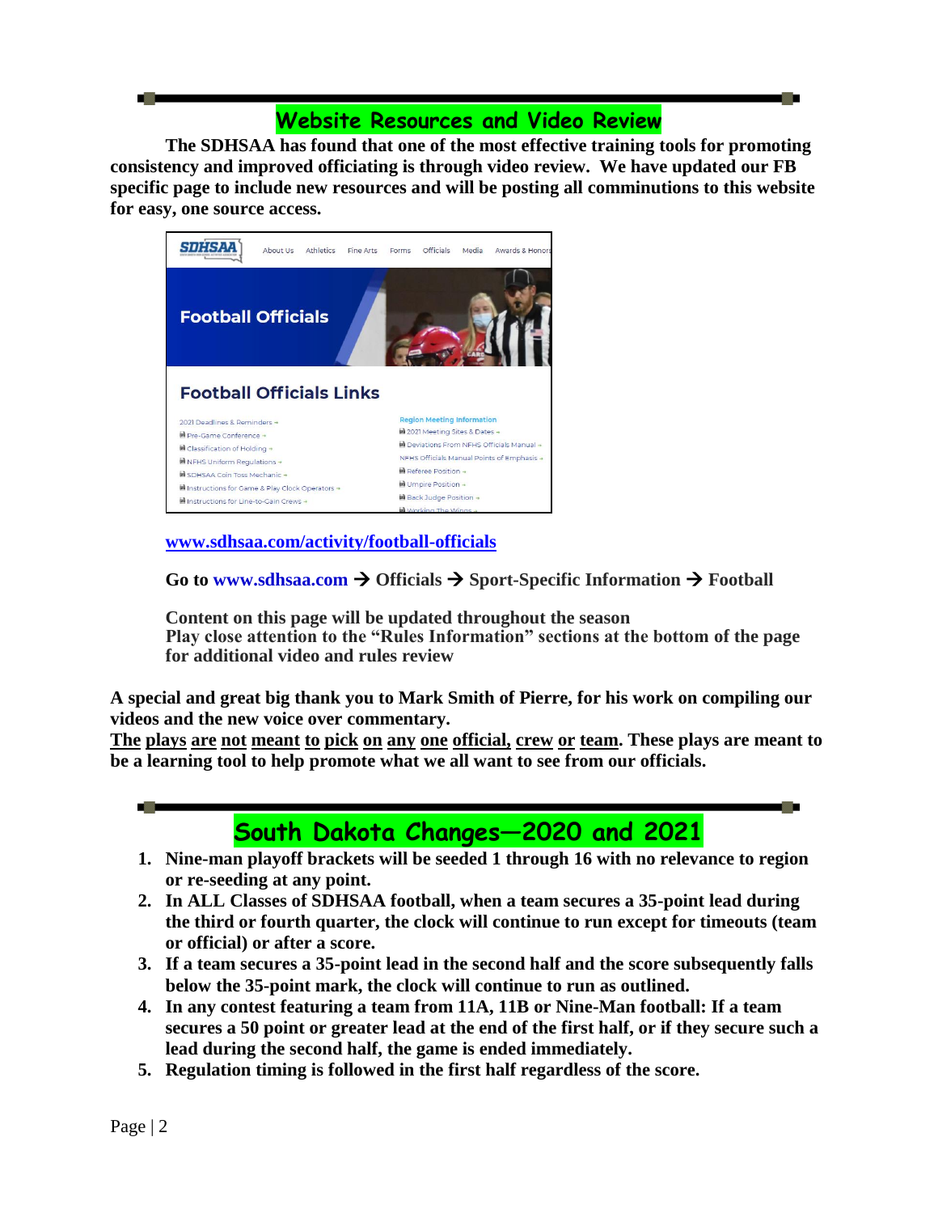## Website Resources and Video Review

**The SDHSAA has found that one of the most effective training tools for promoting consistency and improved officiating is through video review. We have updated our FB specific page to include new resources and will be posting all comminutions to this website for easy, one source access.**

**www.sdhsaa.com/activity/football-officials**

**Go to www.sdhsaa.com → Officials → Sport-Specific Information → Football**

**Content on this page will be updated throughout the season**
**Play close attention to the "Rules Information" sections at the bottom of the page for additional video and rules review**

**A special and great big thank you to Mark Smith of Pierre, for his work on compiling our videos and the new voice over commentary.**
**The plays are not meant to pick on any one official, crew or team. These plays are meant to be a learning tool to help promote what we all want to see from our officials.**

## South Dakota Changes—2020 and 2021

1. **Nine-man playoff brackets will be seeded 1 through 16 with no relevance to region or re-seeding at any point.**
2. **In ALL Classes of SDHSAA football, when a team secures a 35-point lead during the third or fourth quarter, the clock will continue to run except for timeouts (team or official) or after a score.**
3. **If a team secures a 35-point lead in the second half and the score subsequently falls below the 35-point mark, the clock will continue to run as outlined.**
4. **In any contest featuring a team from 11A, 11B or Nine-Man football: If a team secures a 50 point or greater lead at the end of the first half, or if they secure such a lead during the second half, the game is ended immediately.**
5. **Regulation timing is followed in the first half regardless of the score.**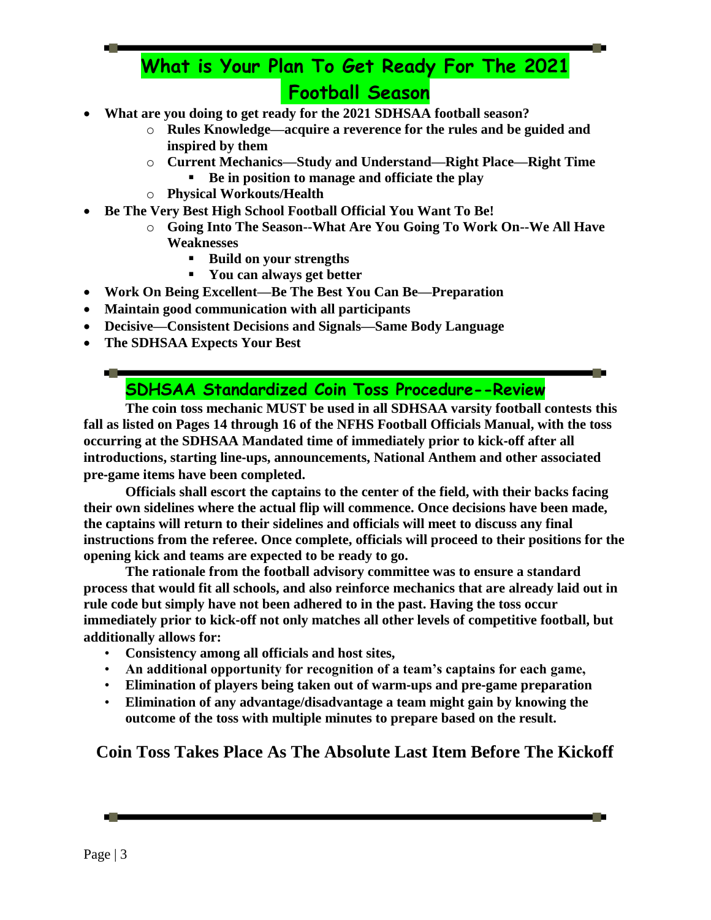## What is Your Plan To Get Ready For The 2021 Football Season

- **What are you doing to get ready for the 2021 SDHSAA football season?**
    - **Rules Knowledge—acquire a reverence for the rules and be guided and inspired by them**
    - **Current Mechanics—Study and Understand—Right Place—Right Time**
        - **Be in position to manage and officiate the play**
    - **Physical Workouts/Health**
- **Be The Very Best High School Football Official You Want To Be!**
    - **Going Into The Season--What Are You Going To Work On--We All Have Weaknesses**
        - **Build on your strengths**
        - **You can always get better**
- **Work On Being Excellent—Be The Best You Can Be—Preparation**
- **Maintain good communication with all participants**
- **Decisive—Consistent Decisions and Signals—Same Body Language**
- **The SDHSAA Expects Your Best**

## SDHSAA Standardized Coin Toss Procedure--Review

**The coin toss mechanic MUST be used in all SDHSAA varsity football contests this fall as listed on Pages 14 through 16 of the NFHS Football Officials Manual, with the toss occurring at the SDHSAA Mandated time of immediately prior to kick-off after all introductions, starting line-ups, announcements, National Anthem and other associated pre-game items have been completed.**

**Officials shall escort the captains to the center of the field, with their backs facing their own sidelines where the actual flip will commence. Once decisions have been made, the captains will return to their sidelines and officials will meet to discuss any final instructions from the referee. Once complete, officials will proceed to their positions for the opening kick and teams are expected to be ready to go.**

**The rationale from the football advisory committee was to ensure a standard process that would fit all schools, and also reinforce mechanics that are already laid out in rule code but simply have not been adhered to in the past. Having the toss occur immediately prior to kick-off not only matches all other levels of competitive football, but additionally allows for:**

- **Consistency among all officials and host sites,**
- **An additional opportunity for recognition of a team's captains for each game,**
- **Elimination of players being taken out of warm-ups and pre-game preparation**
- **Elimination of any advantage/disadvantage a team might gain by knowing the outcome of the toss with multiple minutes to prepare based on the result.**

### Coin Toss Takes Place As The Absolute Last Item Before The Kickoff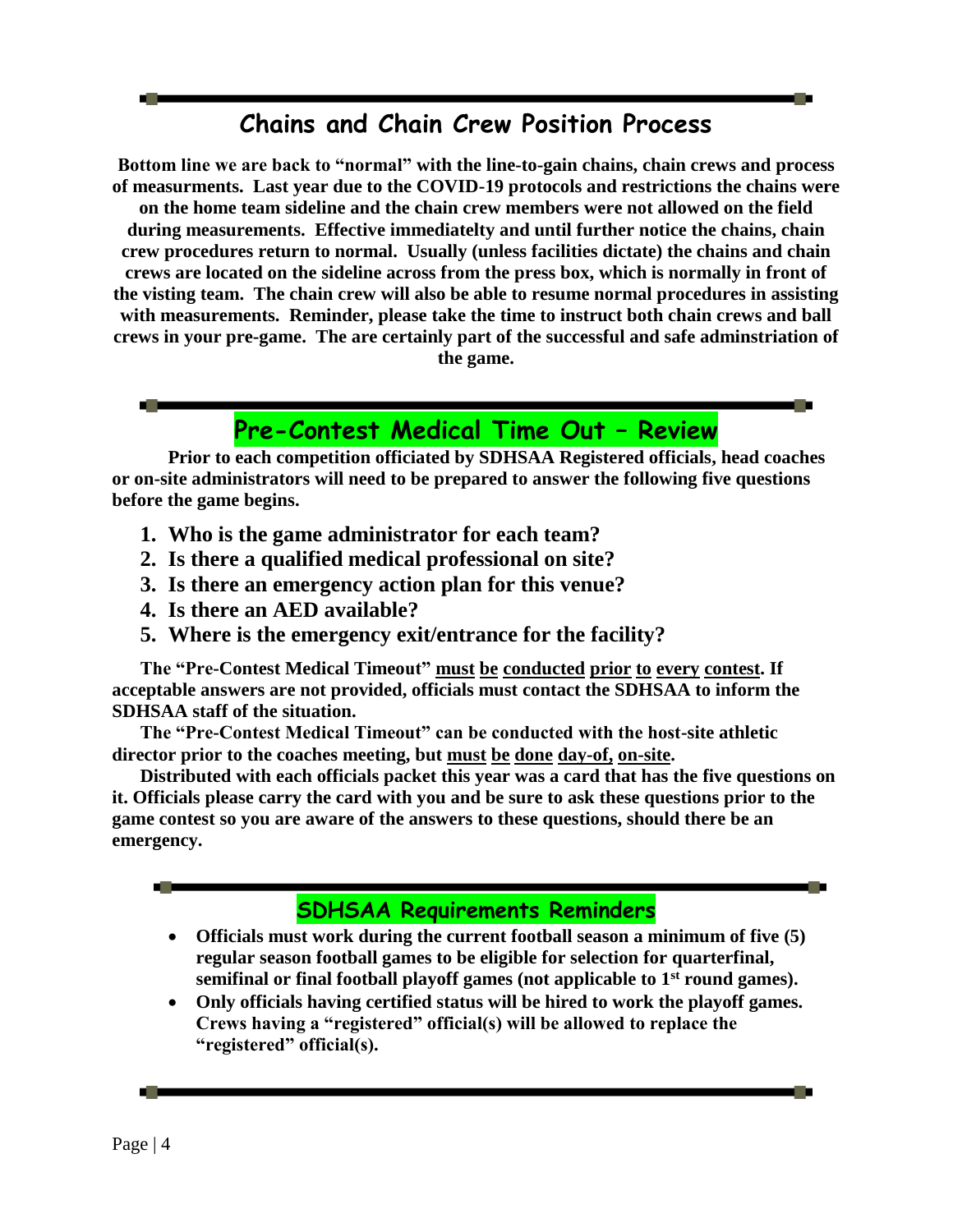## Chains and Chain Crew Position Process

**Bottom line we are back to "normal" with the line-to-gain chains, chain crews and process of measurments. Last year due to the COVID-19 protocols and restrictions the chains were on the home team sideline and the chain crew members were not allowed on the field during measurements. Effective immediatelty and until further notice the chains, chain crew procedures return to normal. Usually (unless facilities dictate) the chains and chain crews are located on the sideline across from the press box, which is normally in front of the visting team. The chain crew will also be able to resume normal procedures in assisting with measurements. Reminder, please take the time to instruct both chain crews and ball crews in your pre-game. The are certainly part of the successful and safe adminstriation of the game.**

## Pre-Contest Medical Time Out – Review

**Prior to each competition officiated by SDHSAA Registered officials, head coaches or on-site administrators will need to be prepared to answer the following five questions before the game begins.**

1. **Who is the game administrator for each team?**
2. **Is there a qualified medical professional on site?**
3. **Is there an emergency action plan for this venue?**
4. **Is there an AED available?**
5. **Where is the emergency exit/entrance for the facility?**

**The "Pre-Contest Medical Timeout" <u>must</u> <u>be</u> <u>conducted</u> <u>prior</u> <u>to</u> <u>every</u> <u>contest</u>. If acceptable answers are not provided, officials must contact the SDHSAA to inform the SDHSAA staff of the situation.**

**The "Pre-Contest Medical Timeout" can be conducted with the host-site athletic director prior to the coaches meeting, but <u>must</u> <u>be</u> <u>done</u> <u>day-of,</u> <u>on-site</u>.**

**Distributed with each officials packet this year was a card that has the five questions on it. Officials please carry the card with you and be sure to ask these questions prior to the game contest so you are aware of the answers to these questions, should there be an emergency.**

## SDHSAA Requirements Reminders

- **Officials must work during the current football season a minimum of five (5) regular season football games to be eligible for selection for quarterfinal, semifinal or final football playoff games (not applicable to 1st round games).**
- **Only officials having certified status will be hired to work the playoff games. Crews having a "registered" official(s) will be allowed to replace the "registered" official(s).**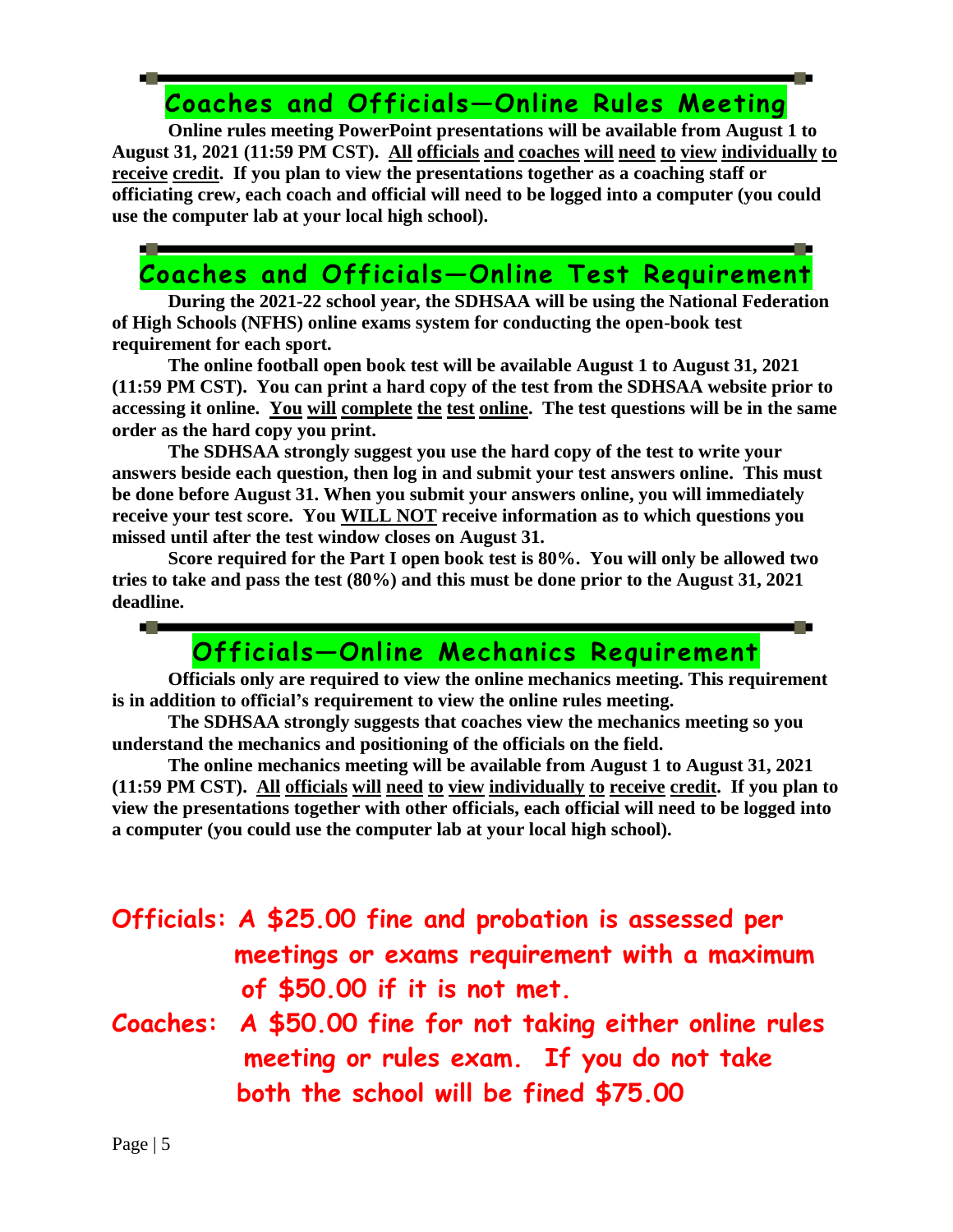## Coaches and Officials—Online Rules Meeting

**Online rules meeting PowerPoint presentations will be available from August 1 to August 31, 2021 (11:59 PM CST). All officials and coaches will need to view individually to receive credit. If you plan to view the presentations together as a coaching staff or officiating crew, each coach and official will need to be logged into a computer (you could use the computer lab at your local high school).**

## Coaches and Officials—Online Test Requirement

**During the 2021-22 school year, the SDHSAA will be using the National Federation of High Schools (NFHS) online exams system for conducting the open-book test requirement for each sport.**

**The online football open book test will be available August 1 to August 31, 2021 (11:59 PM CST). You can print a hard copy of the test from the SDHSAA website prior to accessing it online. You will complete the test online. The test questions will be in the same order as the hard copy you print.**

**The SDHSAA strongly suggest you use the hard copy of the test to write your answers beside each question, then log in and submit your test answers online. This must be done before August 31. When you submit your answers online, you will immediately receive your test score. You WILL NOT receive information as to which questions you missed until after the test window closes on August 31.**

**Score required for the Part I open book test is 80%. You will only be allowed two tries to take and pass the test (80%) and this must be done prior to the August 31, 2021 deadline.**

## Officials—Online Mechanics Requirement

**Officials only are required to view the online mechanics meeting. This requirement is in addition to official's requirement to view the online rules meeting.**

**The SDHSAA strongly suggests that coaches view the mechanics meeting so you understand the mechanics and positioning of the officials on the field.**

**The online mechanics meeting will be available from August 1 to August 31, 2021 (11:59 PM CST). All officials will need to view individually to receive credit. If you plan to view the presentations together with other officials, each official will need to be logged into a computer (you could use the computer lab at your local high school).**

**Officials: A $25.00 fine and probation is assessed per meetings or exams requirement with a maximum of $50.00 if it is not met.**

**Coaches: A $50.00 fine for not taking either online rules meeting or rules exam. If you do not take both the school will be fined $75.00**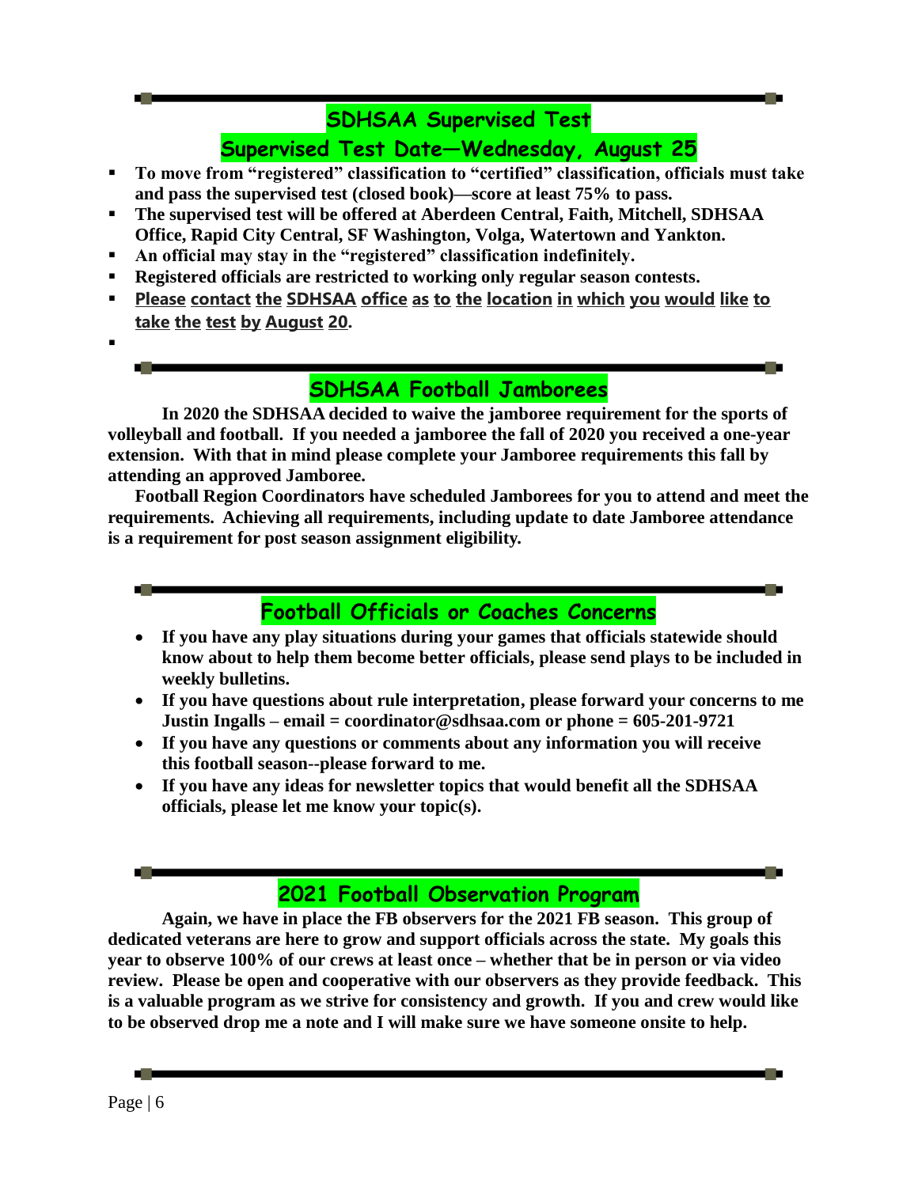## SDHSAA Supervised Test

## Supervised Test Date—Wednesday, August 25

- **To move from "registered" classification to "certified" classification, officials must take and pass the supervised test (closed book)—score at least 75% to pass.**
- **The supervised test will be offered at Aberdeen Central, Faith, Mitchell, SDHSAA Office, Rapid City Central, SF Washington, Volga, Watertown and Yankton.**
- **An official may stay in the "registered" classification indefinitely.**
- **Registered officials are restricted to working only regular season contests.**
- **Please contact the SDHSAA office as to the location in which you would like to take the test by August 20.**

## SDHSAA Football Jamborees

**In 2020 the SDHSAA decided to waive the jamboree requirement for the sports of volleyball and football. If you needed a jamboree the fall of 2020 you received a one-year extension. With that in mind please complete your Jamboree requirements this fall by attending an approved Jamboree.**

**Football Region Coordinators have scheduled Jamborees for you to attend and meet the requirements. Achieving all requirements, including update to date Jamboree attendance is a requirement for post season assignment eligibility.**

## Football Officials or Coaches Concerns

- **If you have any play situations during your games that officials statewide should know about to help them become better officials, please send plays to be included in weekly bulletins.**
- **If you have questions about rule interpretation, please forward your concerns to me Justin Ingalls – email = coordinator@sdhsaa.com or phone = 605-201-9721**
- **If you have any questions or comments about any information you will receive this football season--please forward to me.**
- **If you have any ideas for newsletter topics that would benefit all the SDHSAA officials, please let me know your topic(s).**

## 2021 Football Observation Program

**Again, we have in place the FB observers for the 2021 FB season. This group of dedicated veterans are here to grow and support officials across the state. My goals this year to observe 100% of our crews at least once – whether that be in person or via video review. Please be open and cooperative with our observers as they provide feedback. This is a valuable program as we strive for consistency and growth. If you and crew would like to be observed drop me a note and I will make sure we have someone onsite to help.**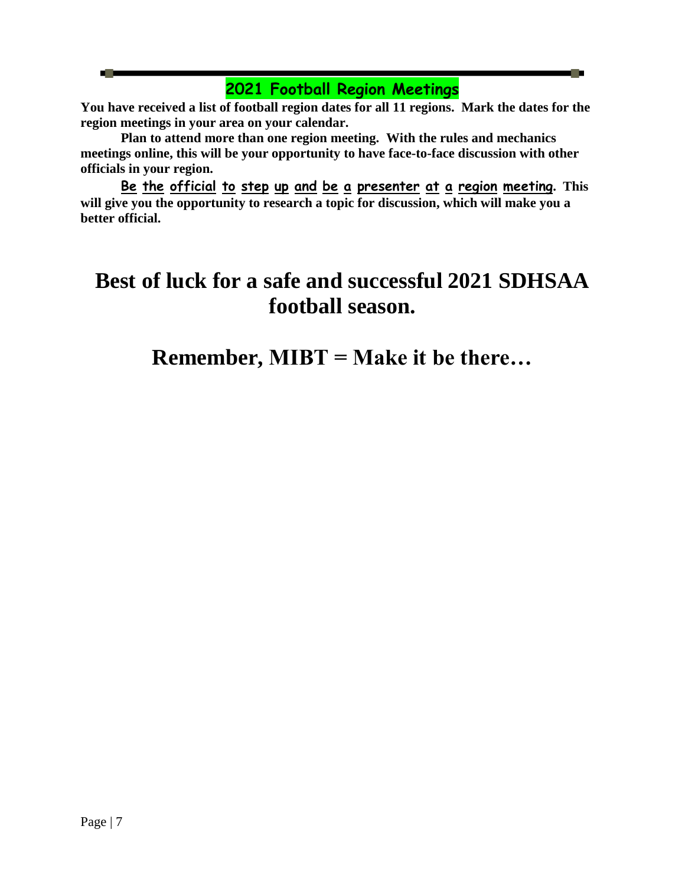## 2021 Football Region Meetings

**You have received a list of football region dates for all 11 regions. Mark the dates for the region meetings in your area on your calendar.**

**Plan to attend more than one region meeting. With the rules and mechanics meetings online, this will be your opportunity to have face-to-face discussion with other officials in your region.**

**Be the official to step up and be a presenter at a region meeting. This will give you the opportunity to research a topic for discussion, which will make you a better official.**

# Best of luck for a safe and successful 2021 SDHSAA football season.

## Remember, MIBT = Make it be there…